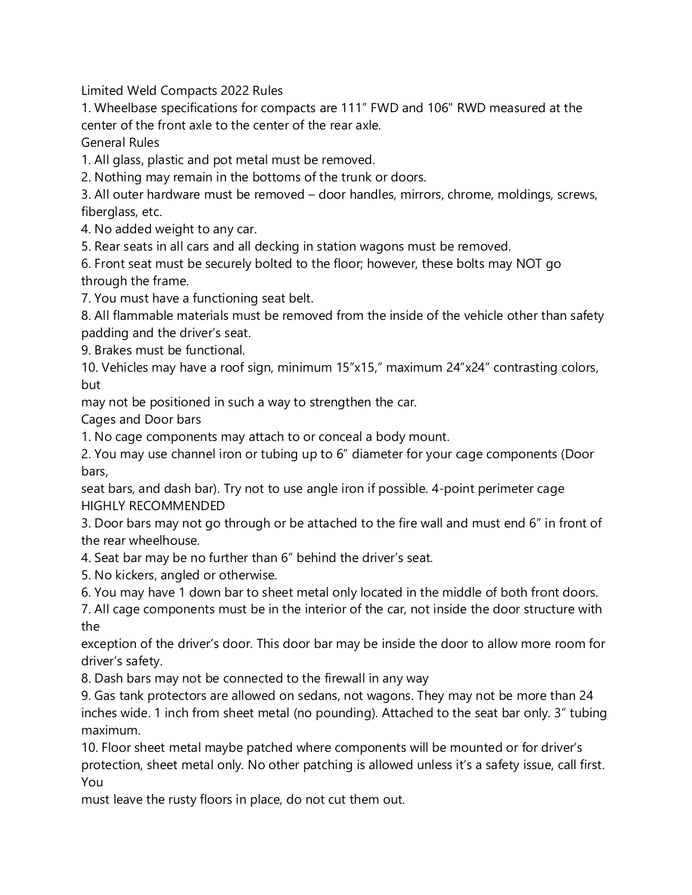# Limited Weld Compacts 2022 Rules

1. Wheelbase specifications for compacts are 111" FWD and 106" RWD measured at the center of the front axle to the center of the rear axle.

## General Rules

1. All glass, plastic and pot metal must be removed.
2. Nothing may remain in the bottoms of the trunk or doors.
3. All outer hardware must be removed – door handles, mirrors, chrome, moldings, screws, fiberglass, etc.
4. No added weight to any car.
5. Rear seats in all cars and all decking in station wagons must be removed.
6. Front seat must be securely bolted to the floor; however, these bolts may NOT go through the frame.
7. You must have a functioning seat belt.
8. All flammable materials must be removed from the inside of the vehicle other than safety padding and the driver's seat.
9. Brakes must be functional.
10. Vehicles may have a roof sign, minimum 15"x15," maximum 24"x24" contrasting colors, but may not be positioned in such a way to strengthen the car.

## Cages and Door bars

1. No cage components may attach to or conceal a body mount.
2. You may use channel iron or tubing up to 6" diameter for your cage components (Door bars, seat bars, and dash bar). Try not to use angle iron if possible. 4-point perimeter cage HIGHLY RECOMMENDED
3. Door bars may not go through or be attached to the fire wall and must end 6" in front of the rear wheelhouse.
4. Seat bar may be no further than 6" behind the driver's seat.
5. No kickers, angled or otherwise.
6. You may have 1 down bar to sheet metal only located in the middle of both front doors.
7. All cage components must be in the interior of the car, not inside the door structure with the exception of the driver's door. This door bar may be inside the door to allow more room for driver's safety.
8. Dash bars may not be connected to the firewall in any way
9. Gas tank protectors are allowed on sedans, not wagons. They may not be more than 24 inches wide. 1 inch from sheet metal (no pounding). Attached to the seat bar only. 3" tubing maximum.
10. Floor sheet metal maybe patched where components will be mounted or for driver's protection, sheet metal only. No other patching is allowed unless it's a safety issue, call first. You must leave the rusty floors in place, do not cut them out.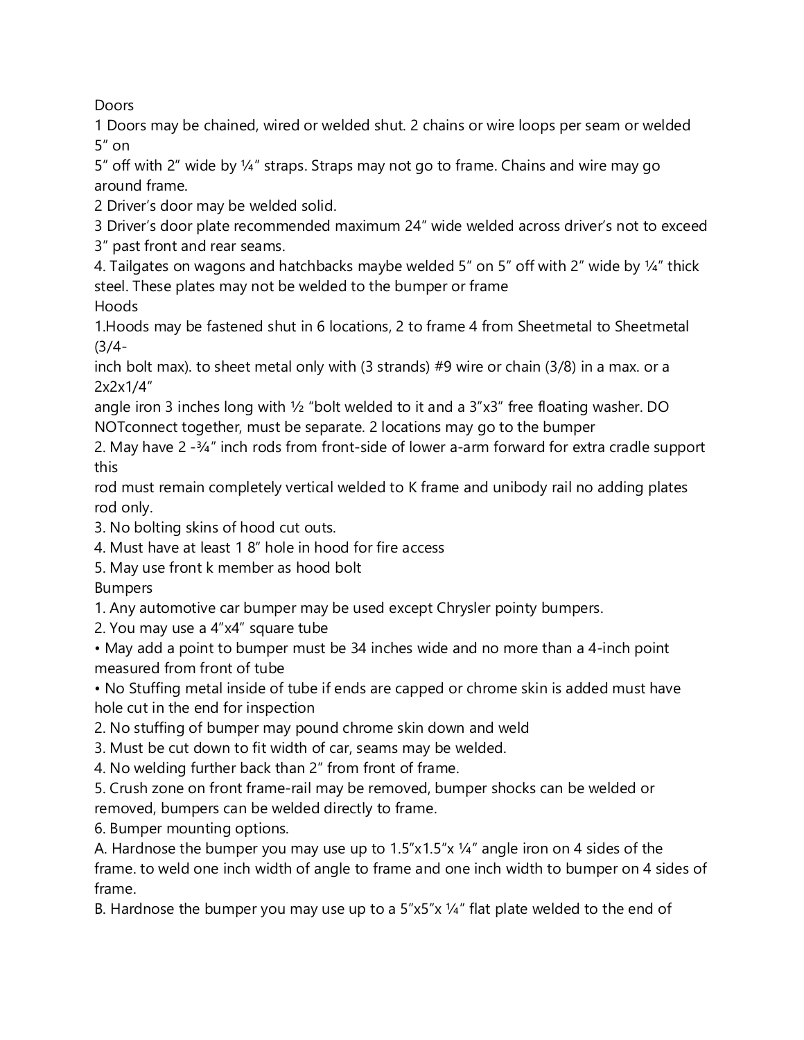Doors

1 Doors may be chained, wired or welded shut. 2 chains or wire loops per seam or welded 5" on 5" off with 2" wide by ¼" straps. Straps may not go to frame. Chains and wire may go around frame.

2 Driver's door may be welded solid.

3 Driver's door plate recommended maximum 24" wide welded across driver's not to exceed 3" past front and rear seams.

4. Tailgates on wagons and hatchbacks maybe welded 5" on 5" off with 2" wide by ¼" thick steel. These plates may not be welded to the bumper or frame

Hoods

1.Hoods may be fastened shut in 6 locations, 2 to frame 4 from Sheetmetal to Sheetmetal (3/4-inch bolt max). to sheet metal only with (3 strands) #9 wire or chain (3/8) in a max. or a 2x2x1/4" angle iron 3 inches long with ½ "bolt welded to it and a 3"x3" free floating washer. DO NOTconnect together, must be separate. 2 locations may go to the bumper

2. May have 2 -¾" inch rods from front-side of lower a-arm forward for extra cradle support this rod must remain completely vertical welded to K frame and unibody rail no adding plates rod only.

3. No bolting skins of hood cut outs.

4. Must have at least 1 8" hole in hood for fire access

5. May use front k member as hood bolt

Bumpers

1. Any automotive car bumper may be used except Chrysler pointy bumpers.

2. You may use a 4"x4" square tube

- May add a point to bumper must be 34 inches wide and no more than a 4-inch point measured from front of tube
- No Stuffing metal inside of tube if ends are capped or chrome skin is added must have hole cut in the end for inspection

2. No stuffing of bumper may pound chrome skin down and weld

3. Must be cut down to fit width of car, seams may be welded.

4. No welding further back than 2" from front of frame.

5. Crush zone on front frame-rail may be removed, bumper shocks can be welded or removed, bumpers can be welded directly to frame.

6. Bumper mounting options.

A. Hardnose the bumper you may use up to 1.5"x1.5"x ¼" angle iron on 4 sides of the frame. to weld one inch width of angle to frame and one inch width to bumper on 4 sides of frame.

B. Hardnose the bumper you may use up to a 5"x5"x ¼" flat plate welded to the end of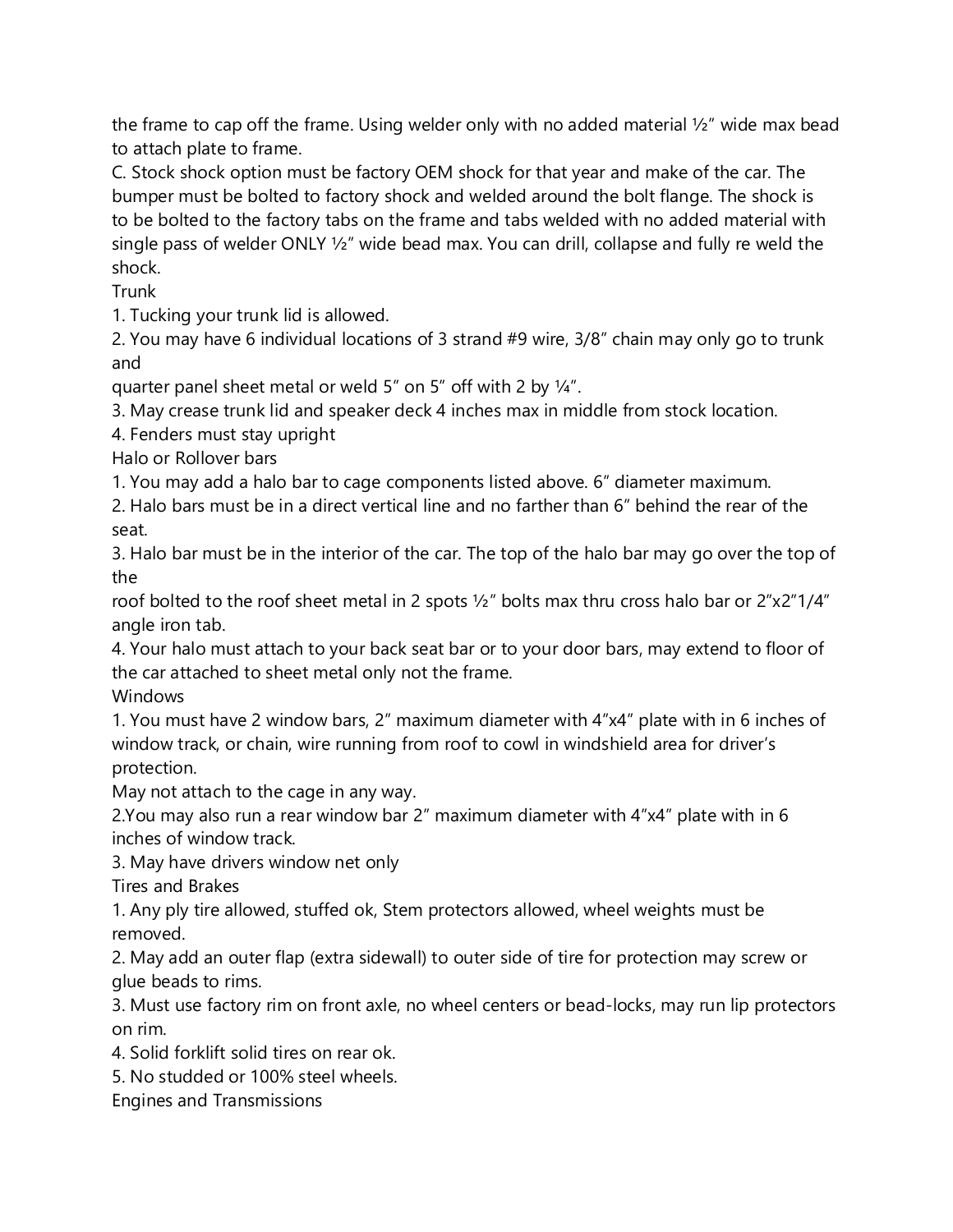the frame to cap off the frame. Using welder only with no added material ½" wide max bead to attach plate to frame.

C. Stock shock option must be factory OEM shock for that year and make of the car. The bumper must be bolted to factory shock and welded around the bolt flange. The shock is to be bolted to the factory tabs on the frame and tabs welded with no added material with single pass of welder ONLY ½" wide bead max. You can drill, collapse and fully re weld the shock.

## Trunk

1. Tucking your trunk lid is allowed.
2. You may have 6 individual locations of 3 strand #9 wire, 3/8" chain may only go to trunk and
quarter panel sheet metal or weld 5" on 5" off with 2 by ¼".
3. May crease trunk lid and speaker deck 4 inches max in middle from stock location.
4. Fenders must stay upright

## Halo or Rollover bars

1. You may add a halo bar to cage components listed above. 6" diameter maximum.
2. Halo bars must be in a direct vertical line and no farther than 6" behind the rear of the seat.
3. Halo bar must be in the interior of the car. The top of the halo bar may go over the top of the
roof bolted to the roof sheet metal in 2 spots ½" bolts max thru cross halo bar or 2"x2"1/4" angle iron tab.
4. Your halo must attach to your back seat bar or to your door bars, may extend to floor of the car attached to sheet metal only not the frame.

## Windows

1. You must have 2 window bars, 2" maximum diameter with 4"x4" plate with in 6 inches of window track, or chain, wire running from roof to cowl in windshield area for driver's protection.
May not attach to the cage in any way.
2. You may also run a rear window bar 2" maximum diameter with 4"x4" plate with in 6 inches of window track.
3. May have drivers window net only

## Tires and Brakes

1. Any ply tire allowed, stuffed ok, Stem protectors allowed, wheel weights must be removed.
2. May add an outer flap (extra sidewall) to outer side of tire for protection may screw or glue beads to rims.
3. Must use factory rim on front axle, no wheel centers or bead-locks, may run lip protectors on rim.
4. Solid forklift solid tires on rear ok.
5. No studded or 100% steel wheels.

## Engines and Transmissions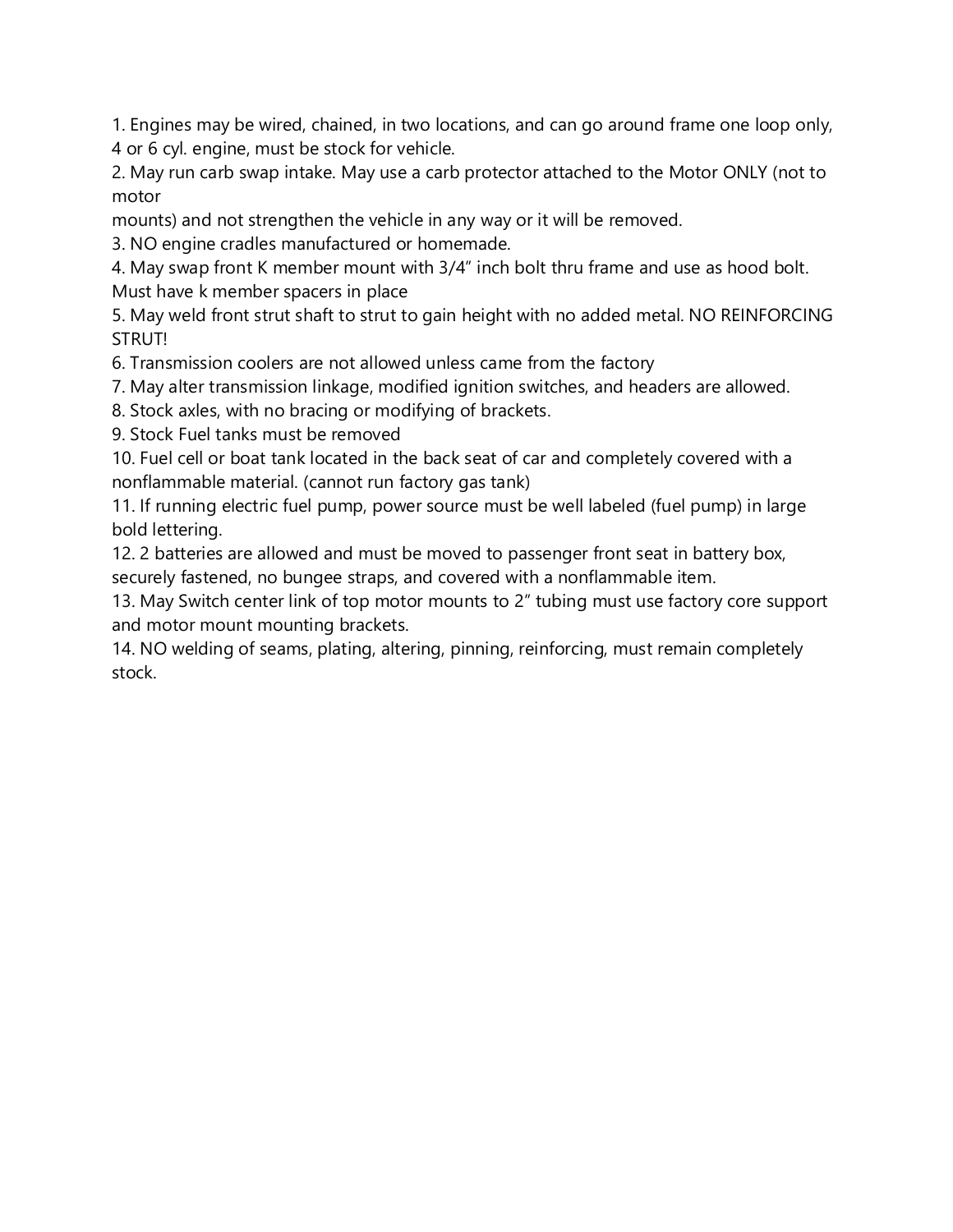1. Engines may be wired, chained, in two locations, and can go around frame one loop only, 4 or 6 cyl. engine, must be stock for vehicle.
2. May run carb swap intake. May use a carb protector attached to the Motor ONLY (not to motor mounts) and not strengthen the vehicle in any way or it will be removed.
3. NO engine cradles manufactured or homemade.
4. May swap front K member mount with 3/4" inch bolt thru frame and use as hood bolt. Must have k member spacers in place
5. May weld front strut shaft to strut to gain height with no added metal. NO REINFORCING STRUT!
6. Transmission coolers are not allowed unless came from the factory
7. May alter transmission linkage, modified ignition switches, and headers are allowed.
8. Stock axles, with no bracing or modifying of brackets.
9. Stock Fuel tanks must be removed
10. Fuel cell or boat tank located in the back seat of car and completely covered with a nonflammable material. (cannot run factory gas tank)
11. If running electric fuel pump, power source must be well labeled (fuel pump) in large bold lettering.
12. 2 batteries are allowed and must be moved to passenger front seat in battery box, securely fastened, no bungee straps, and covered with a nonflammable item.
13. May Switch center link of top motor mounts to 2" tubing must use factory core support and motor mount mounting brackets.
14. NO welding of seams, plating, altering, pinning, reinforcing, must remain completely stock.